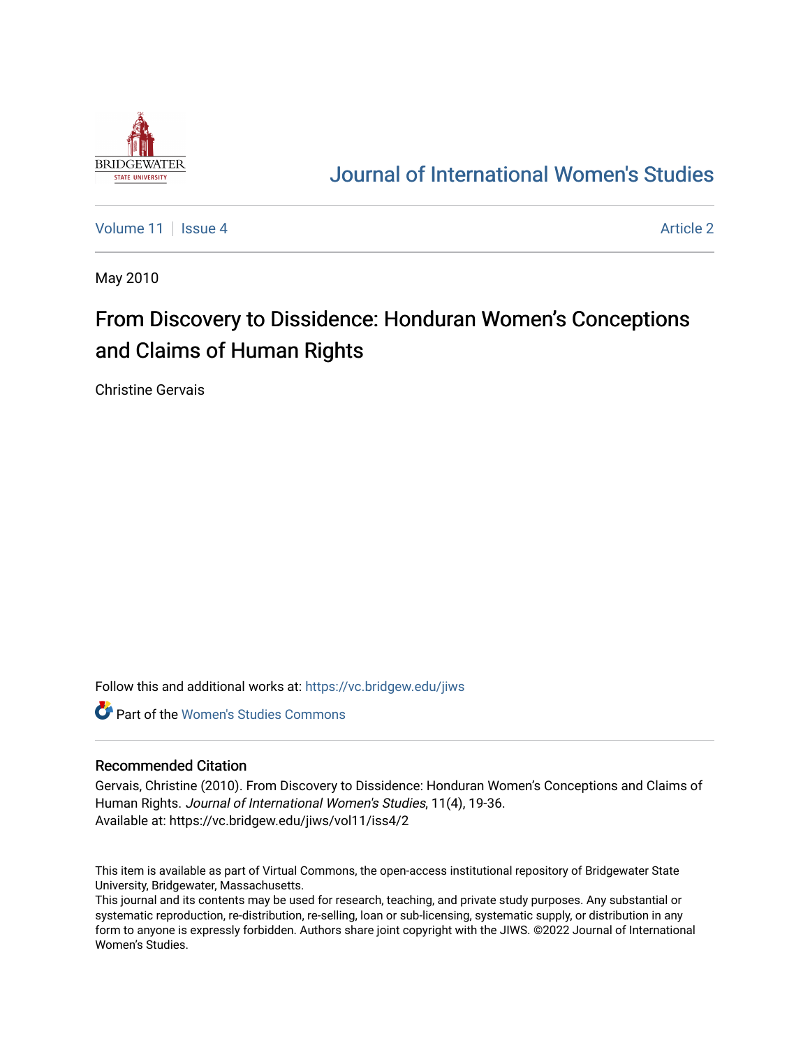# Journal of International Women's Studies

Volume 11 | Issue 4 | Article 2

May 2010

# From Discovery to Dissidence: Honduran Women's Conceptions and Claims of Human Rights

Christine Gervais

Follow this and additional works at: https://vc.bridgew.edu/jiws

Part of the Women's Studies Commons

## Recommended Citation

Gervais, Christine (2010). From Discovery to Dissidence: Honduran Women's Conceptions and Claims of Human Rights. *Journal of International Women's Studies*, 11(4), 19-36.
Available at: https://vc.bridgew.edu/jiws/vol11/iss4/2

This item is available as part of Virtual Commons, the open-access institutional repository of Bridgewater State University, Bridgewater, Massachusetts.
This journal and its contents may be used for research, teaching, and private study purposes. Any substantial or systematic reproduction, re-distribution, re-selling, loan or sub-licensing, systematic supply, or distribution in any form to anyone is expressly forbidden. Authors share joint copyright with the JIWS. ©2022 Journal of International Women's Studies.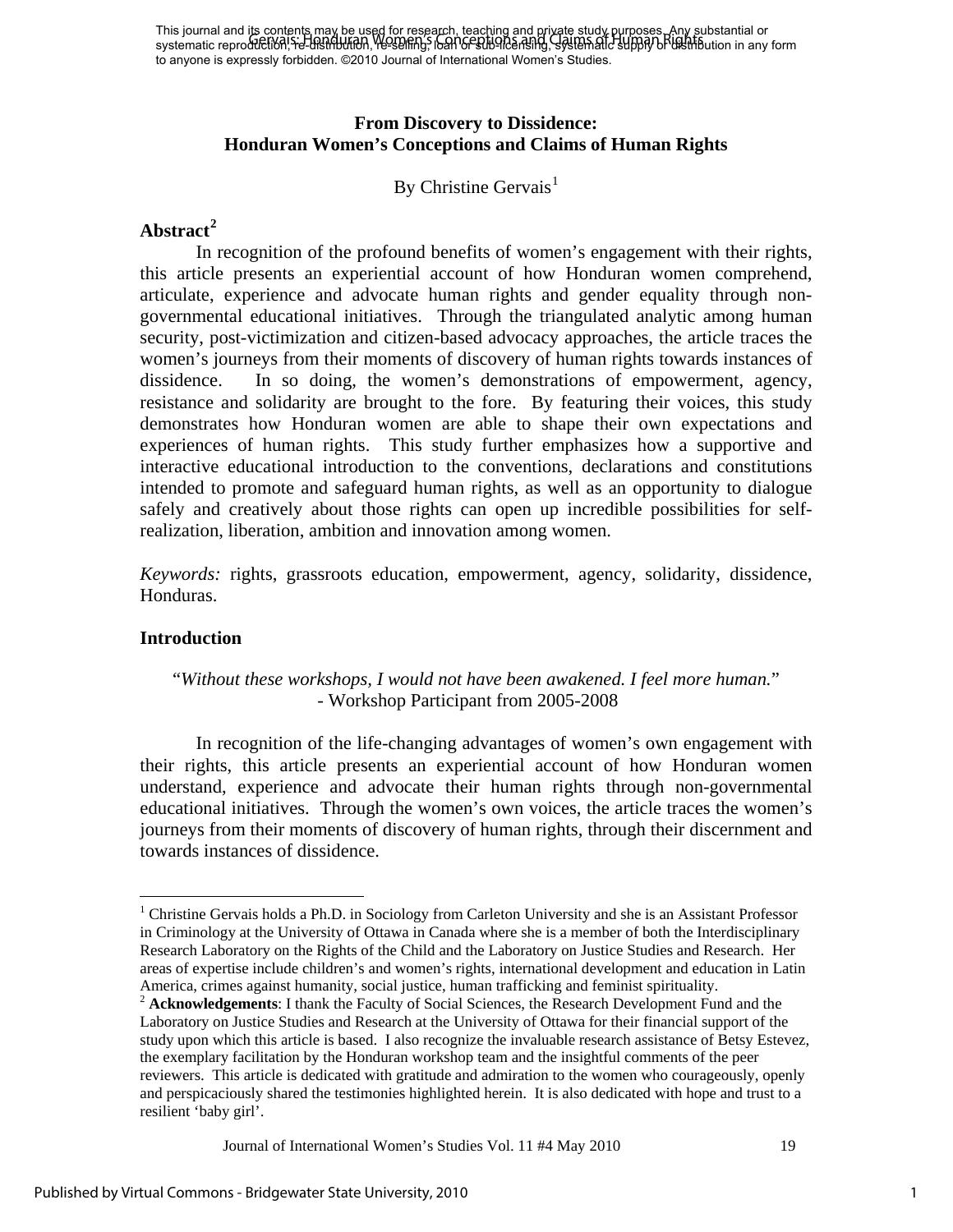This journal and its contents may be used for research, teaching and private study purposes. Any substantial or systematic reproduction, re-distribution, re-selling, loan or sub-licensing, systematic supply or distribution in any form to anyone is expressly forbidden. ©2010 Journal of International Women's Studies.

# From Discovery to Dissidence: Honduran Women's Conceptions and Claims of Human Rights

By Christine Gervais[1]

## Abstract[2]

In recognition of the profound benefits of women's engagement with their rights, this article presents an experiential account of how Honduran women comprehend, articulate, experience and advocate human rights and gender equality through non-governmental educational initiatives. Through the triangulated analytic among human security, post-victimization and citizen-based advocacy approaches, the article traces the women's journeys from their moments of discovery of human rights towards instances of dissidence. In so doing, the women's demonstrations of empowerment, agency, resistance and solidarity are brought to the fore. By featuring their voices, this study demonstrates how Honduran women are able to shape their own expectations and experiences of human rights. This study further emphasizes how a supportive and interactive educational introduction to the conventions, declarations and constitutions intended to promote and safeguard human rights, as well as an opportunity to dialogue safely and creatively about those rights can open up incredible possibilities for self-realization, liberation, ambition and innovation among women.

*Keywords:* rights, grassroots education, empowerment, agency, solidarity, dissidence, Honduras.

## Introduction

*"Without these workshops, I would not have been awakened. I feel more human."*
- Workshop Participant from 2005-2008

In recognition of the life-changing advantages of women's own engagement with their rights, this article presents an experiential account of how Honduran women understand, experience and advocate their human rights through non-governmental educational initiatives. Through the women's own voices, the article traces the women's journeys from their moments of discovery of human rights, through their discernment and towards instances of dissidence.

[1] Christine Gervais holds a Ph.D. in Sociology from Carleton University and she is an Assistant Professor in Criminology at the University of Ottawa in Canada where she is a member of both the Interdisciplinary Research Laboratory on the Rights of the Child and the Laboratory on Justice Studies and Research. Her areas of expertise include children's and women's rights, international development and education in Latin America, crimes against humanity, social justice, human trafficking and feminist spirituality.

[2] **Acknowledgements**: I thank the Faculty of Social Sciences, the Research Development Fund and the Laboratory on Justice Studies and Research at the University of Ottawa for their financial support of the study upon which this article is based. I also recognize the invaluable research assistance of Betsy Estevez, the exemplary facilitation by the Honduran workshop team and the insightful comments of the peer reviewers. This article is dedicated with gratitude and admiration to the women who courageously, openly and perspicaciously shared the testimonies highlighted herein. It is also dedicated with hope and trust to a resilient 'baby girl'.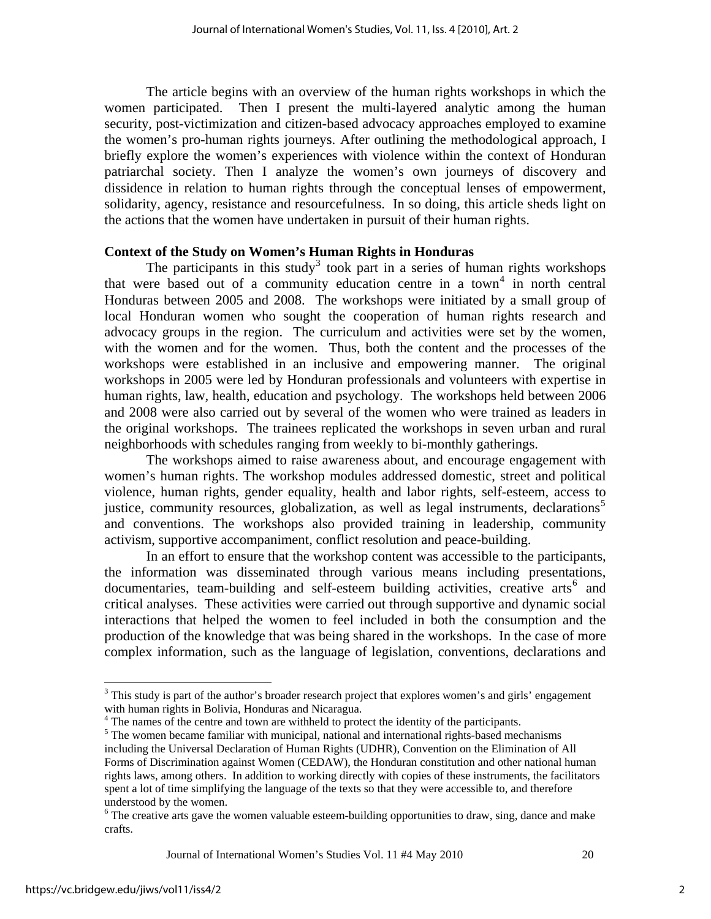The article begins with an overview of the human rights workshops in which the women participated. Then I present the multi-layered analytic among the human security, post-victimization and citizen-based advocacy approaches employed to examine the women's pro-human rights journeys. After outlining the methodological approach, I briefly explore the women's experiences with violence within the context of Honduran patriarchal society. Then I analyze the women's own journeys of discovery and dissidence in relation to human rights through the conceptual lenses of empowerment, solidarity, agency, resistance and resourcefulness. In so doing, this article sheds light on the actions that the women have undertaken in pursuit of their human rights.

**Context of the Study on Women's Human Rights in Honduras**

The participants in this study[3] took part in a series of human rights workshops that were based out of a community education centre in a town[4] in north central Honduras between 2005 and 2008. The workshops were initiated by a small group of local Honduran women who sought the cooperation of human rights research and advocacy groups in the region. The curriculum and activities were set by the women, with the women and for the women. Thus, both the content and the processes of the workshops were established in an inclusive and empowering manner. The original workshops in 2005 were led by Honduran professionals and volunteers with expertise in human rights, law, health, education and psychology. The workshops held between 2006 and 2008 were also carried out by several of the women who were trained as leaders in the original workshops. The trainees replicated the workshops in seven urban and rural neighborhoods with schedules ranging from weekly to bi-monthly gatherings.

The workshops aimed to raise awareness about, and encourage engagement with women's human rights. The workshop modules addressed domestic, street and political violence, human rights, gender equality, health and labor rights, self-esteem, access to justice, community resources, globalization, as well as legal instruments, declarations[5] and conventions. The workshops also provided training in leadership, community activism, supportive accompaniment, conflict resolution and peace-building.

In an effort to ensure that the workshop content was accessible to the participants, the information was disseminated through various means including presentations, documentaries, team-building and self-esteem building activities, creative arts[6] and critical analyses. These activities were carried out through supportive and dynamic social interactions that helped the women to feel included in both the consumption and the production of the knowledge that was being shared in the workshops. In the case of more complex information, such as the language of legislation, conventions, declarations and

---

[3] This study is part of the author's broader research project that explores women's and girls' engagement with human rights in Bolivia, Honduras and Nicaragua.

[4] The names of the centre and town are withheld to protect the identity of the participants.

[5] The women became familiar with municipal, national and international rights-based mechanisms including the Universal Declaration of Human Rights (UDHR), Convention on the Elimination of All Forms of Discrimination against Women (CEDAW), the Honduran constitution and other national human rights laws, among others. In addition to working directly with copies of these instruments, the facilitators spent a lot of time simplifying the language of the texts so that they were accessible to, and therefore understood by the women.

[6] The creative arts gave the women valuable esteem-building opportunities to draw, sing, dance and make crafts.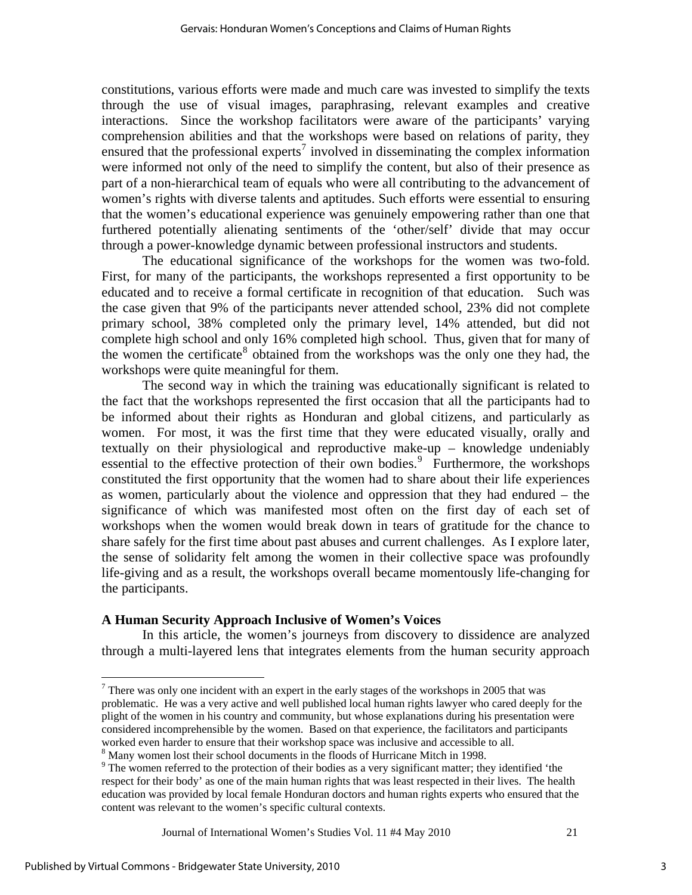constitutions, various efforts were made and much care was invested to simplify the texts through the use of visual images, paraphrasing, relevant examples and creative interactions. Since the workshop facilitators were aware of the participants' varying comprehension abilities and that the workshops were based on relations of parity, they ensured that the professional experts[7] involved in disseminating the complex information were informed not only of the need to simplify the content, but also of their presence as part of a non-hierarchical team of equals who were all contributing to the advancement of women's rights with diverse talents and aptitudes. Such efforts were essential to ensuring that the women's educational experience was genuinely empowering rather than one that furthered potentially alienating sentiments of the 'other/self' divide that may occur through a power-knowledge dynamic between professional instructors and students.

The educational significance of the workshops for the women was two-fold. First, for many of the participants, the workshops represented a first opportunity to be educated and to receive a formal certificate in recognition of that education. Such was the case given that 9% of the participants never attended school, 23% did not complete primary school, 38% completed only the primary level, 14% attended, but did not complete high school and only 16% completed high school. Thus, given that for many of the women the certificate[8] obtained from the workshops was the only one they had, the workshops were quite meaningful for them.

The second way in which the training was educationally significant is related to the fact that the workshops represented the first occasion that all the participants had to be informed about their rights as Honduran and global citizens, and particularly as women. For most, it was the first time that they were educated visually, orally and textually on their physiological and reproductive make-up – knowledge undeniably essential to the effective protection of their own bodies.[9] Furthermore, the workshops constituted the first opportunity that the women had to share about their life experiences as women, particularly about the violence and oppression that they had endured – the significance of which was manifested most often on the first day of each set of workshops when the women would break down in tears of gratitude for the chance to share safely for the first time about past abuses and current challenges. As I explore later, the sense of solidarity felt among the women in their collective space was profoundly life-giving and as a result, the workshops overall became momentously life-changing for the participants.

### A Human Security Approach Inclusive of Women's Voices

In this article, the women's journeys from discovery to dissidence are analyzed through a multi-layered lens that integrates elements from the human security approach

---

[7] There was only one incident with an expert in the early stages of the workshops in 2005 that was problematic. He was a very active and well published local human rights lawyer who cared deeply for the plight of the women in his country and community, but whose explanations during his presentation were considered incomprehensible by the women. Based on that experience, the facilitators and participants worked even harder to ensure that their workshop space was inclusive and accessible to all.

[8] Many women lost their school documents in the floods of Hurricane Mitch in 1998.

[9] The women referred to the protection of their bodies as a very significant matter; they identified 'the respect for their body' as one of the main human rights that was least respected in their lives. The health education was provided by local female Honduran doctors and human rights experts who ensured that the content was relevant to the women's specific cultural contexts.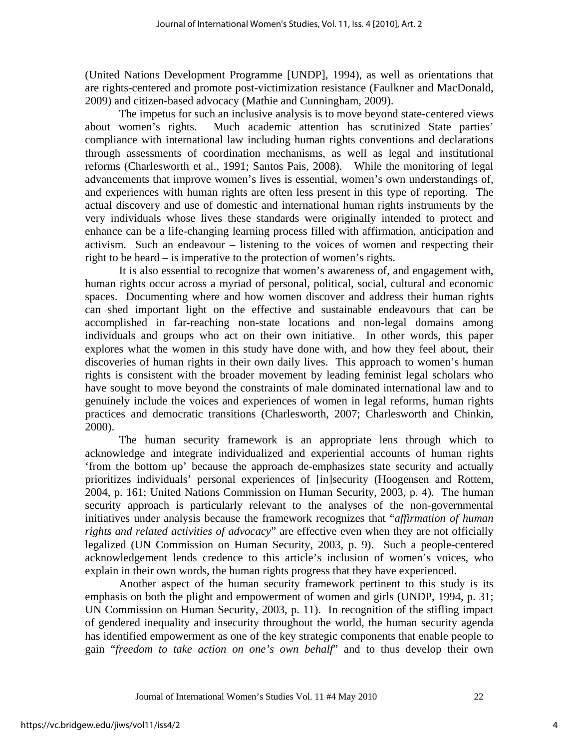(United Nations Development Programme [UNDP], 1994), as well as orientations that are rights-centered and promote post-victimization resistance (Faulkner and MacDonald, 2009) and citizen-based advocacy (Mathie and Cunningham, 2009).

The impetus for such an inclusive analysis is to move beyond state-centered views about women's rights. Much academic attention has scrutinized State parties' compliance with international law including human rights conventions and declarations through assessments of coordination mechanisms, as well as legal and institutional reforms (Charlesworth et al., 1991; Santos Pais, 2008). While the monitoring of legal advancements that improve women's lives is essential, women's own understandings of, and experiences with human rights are often less present in this type of reporting. The actual discovery and use of domestic and international human rights instruments by the very individuals whose lives these standards were originally intended to protect and enhance can be a life-changing learning process filled with affirmation, anticipation and activism. Such an endeavour – listening to the voices of women and respecting their right to be heard – is imperative to the protection of women's rights.

It is also essential to recognize that women's awareness of, and engagement with, human rights occur across a myriad of personal, political, social, cultural and economic spaces. Documenting where and how women discover and address their human rights can shed important light on the effective and sustainable endeavours that can be accomplished in far-reaching non-state locations and non-legal domains among individuals and groups who act on their own initiative. In other words, this paper explores what the women in this study have done with, and how they feel about, their discoveries of human rights in their own daily lives. This approach to women's human rights is consistent with the broader movement by leading feminist legal scholars who have sought to move beyond the constraints of male dominated international law and to genuinely include the voices and experiences of women in legal reforms, human rights practices and democratic transitions (Charlesworth, 2007; Charlesworth and Chinkin, 2000).

The human security framework is an appropriate lens through which to acknowledge and integrate individualized and experiential accounts of human rights 'from the bottom up' because the approach de-emphasizes state security and actually prioritizes individuals' personal experiences of [in]security (Hoogensen and Rottem, 2004, p. 161; United Nations Commission on Human Security, 2003, p. 4). The human security approach is particularly relevant to the analyses of the non-governmental initiatives under analysis because the framework recognizes that "*affirmation of human rights and related activities of advocacy*" are effective even when they are not officially legalized (UN Commission on Human Security, 2003, p. 9). Such a people-centered acknowledgement lends credence to this article's inclusion of women's voices, who explain in their own words, the human rights progress that they have experienced.

Another aspect of the human security framework pertinent to this study is its emphasis on both the plight and empowerment of women and girls (UNDP, 1994, p. 31; UN Commission on Human Security, 2003, p. 11). In recognition of the stifling impact of gendered inequality and insecurity throughout the world, the human security agenda has identified empowerment as one of the key strategic components that enable people to gain "*freedom to take action on one's own behalf*" and to thus develop their own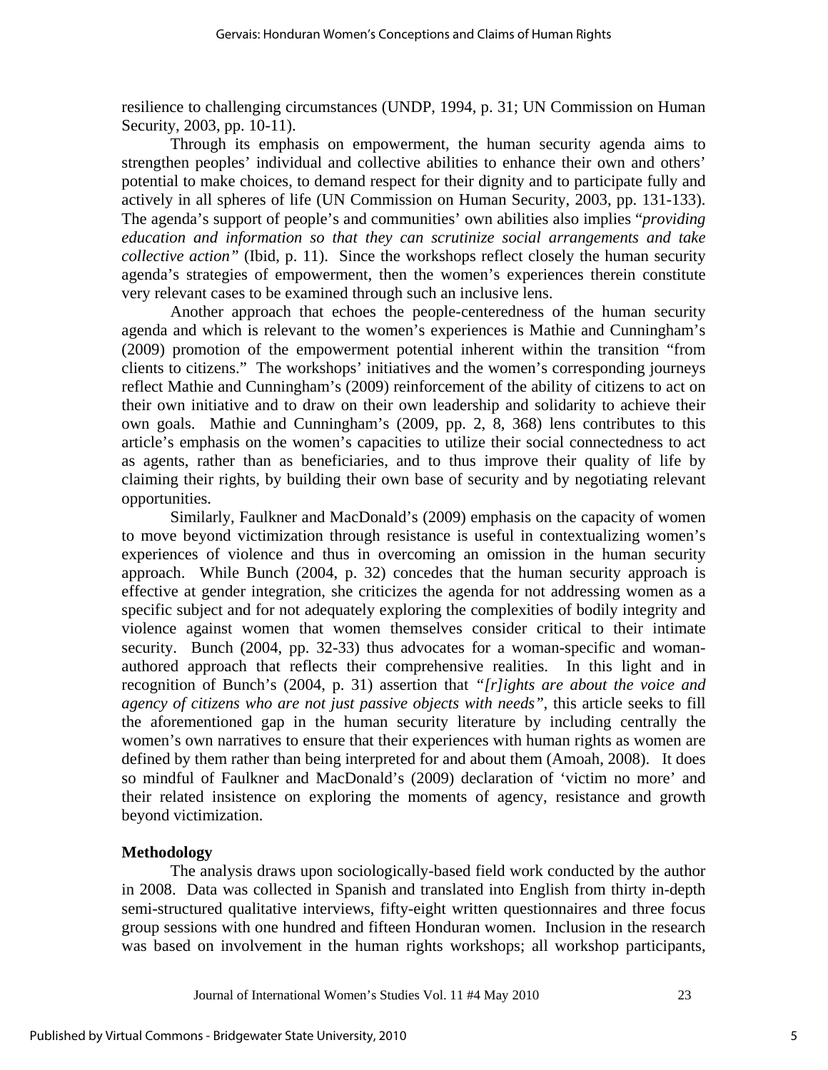resilience to challenging circumstances (UNDP, 1994, p. 31; UN Commission on Human Security, 2003, pp. 10-11).

Through its emphasis on empowerment, the human security agenda aims to strengthen peoples' individual and collective abilities to enhance their own and others' potential to make choices, to demand respect for their dignity and to participate fully and actively in all spheres of life (UN Commission on Human Security, 2003, pp. 131-133). The agenda's support of people's and communities' own abilities also implies "*providing education and information so that they can scrutinize social arrangements and take collective action"* (Ibid, p. 11). Since the workshops reflect closely the human security agenda's strategies of empowerment, then the women's experiences therein constitute very relevant cases to be examined through such an inclusive lens.

Another approach that echoes the people-centeredness of the human security agenda and which is relevant to the women's experiences is Mathie and Cunningham's (2009) promotion of the empowerment potential inherent within the transition "from clients to citizens." The workshops' initiatives and the women's corresponding journeys reflect Mathie and Cunningham's (2009) reinforcement of the ability of citizens to act on their own initiative and to draw on their own leadership and solidarity to achieve their own goals. Mathie and Cunningham's (2009, pp. 2, 8, 368) lens contributes to this article's emphasis on the women's capacities to utilize their social connectedness to act as agents, rather than as beneficiaries, and to thus improve their quality of life by claiming their rights, by building their own base of security and by negotiating relevant opportunities.

Similarly, Faulkner and MacDonald's (2009) emphasis on the capacity of women to move beyond victimization through resistance is useful in contextualizing women's experiences of violence and thus in overcoming an omission in the human security approach. While Bunch (2004, p. 32) concedes that the human security approach is effective at gender integration, she criticizes the agenda for not addressing women as a specific subject and for not adequately exploring the complexities of bodily integrity and violence against women that women themselves consider critical to their intimate security. Bunch (2004, pp. 32-33) thus advocates for a woman-specific and woman-authored approach that reflects their comprehensive realities. In this light and in recognition of Bunch's (2004, p. 31) assertion that *"[r]ights are about the voice and agency of citizens who are not just passive objects with needs"*, this article seeks to fill the aforementioned gap in the human security literature by including centrally the women's own narratives to ensure that their experiences with human rights as women are defined by them rather than being interpreted for and about them (Amoah, 2008). It does so mindful of Faulkner and MacDonald's (2009) declaration of 'victim no more' and their related insistence on exploring the moments of agency, resistance and growth beyond victimization.

## Methodology

The analysis draws upon sociologically-based field work conducted by the author in 2008. Data was collected in Spanish and translated into English from thirty in-depth semi-structured qualitative interviews, fifty-eight written questionnaires and three focus group sessions with one hundred and fifteen Honduran women. Inclusion in the research was based on involvement in the human rights workshops; all workshop participants,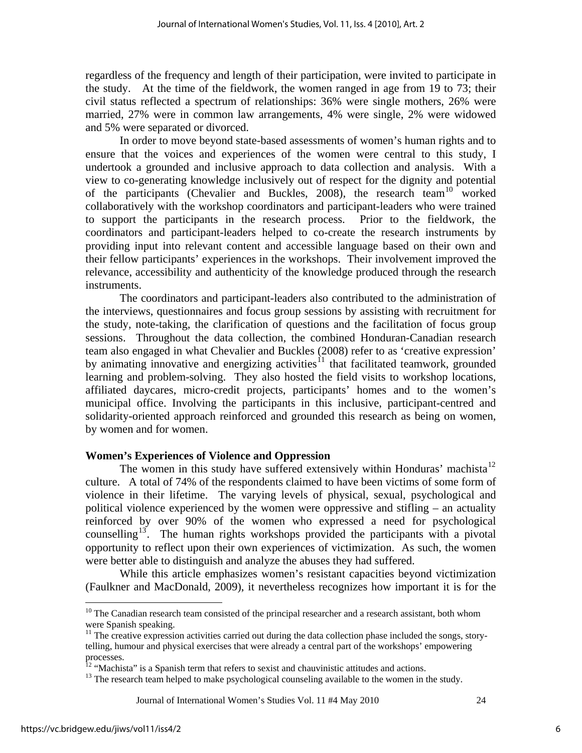regardless of the frequency and length of their participation, were invited to participate in the study. At the time of the fieldwork, the women ranged in age from 19 to 73; their civil status reflected a spectrum of relationships: 36% were single mothers, 26% were married, 27% were in common law arrangements, 4% were single, 2% were widowed and 5% were separated or divorced.

In order to move beyond state-based assessments of women's human rights and to ensure that the voices and experiences of the women were central to this study, I undertook a grounded and inclusive approach to data collection and analysis. With a view to co-generating knowledge inclusively out of respect for the dignity and potential of the participants (Chevalier and Buckles, 2008), the research team[10] worked collaboratively with the workshop coordinators and participant-leaders who were trained to support the participants in the research process. Prior to the fieldwork, the coordinators and participant-leaders helped to co-create the research instruments by providing input into relevant content and accessible language based on their own and their fellow participants' experiences in the workshops. Their involvement improved the relevance, accessibility and authenticity of the knowledge produced through the research instruments.

The coordinators and participant-leaders also contributed to the administration of the interviews, questionnaires and focus group sessions by assisting with recruitment for the study, note-taking, the clarification of questions and the facilitation of focus group sessions. Throughout the data collection, the combined Honduran-Canadian research team also engaged in what Chevalier and Buckles (2008) refer to as 'creative expression' by animating innovative and energizing activities[11] that facilitated teamwork, grounded learning and problem-solving. They also hosted the field visits to workshop locations, affiliated daycares, micro-credit projects, participants' homes and to the women's municipal office. Involving the participants in this inclusive, participant-centred and solidarity-oriented approach reinforced and grounded this research as being on women, by women and for women.

**Women's Experiences of Violence and Oppression**

The women in this study have suffered extensively within Honduras' machista[12] culture. A total of 74% of the respondents claimed to have been victims of some form of violence in their lifetime. The varying levels of physical, sexual, psychological and political violence experienced by the women were oppressive and stifling – an actuality reinforced by over 90% of the women who expressed a need for psychological counselling[13]. The human rights workshops provided the participants with a pivotal opportunity to reflect upon their own experiences of victimization. As such, the women were better able to distinguish and analyze the abuses they had suffered.

While this article emphasizes women's resistant capacities beyond victimization (Faulkner and MacDonald, 2009), it nevertheless recognizes how important it is for the

---

[10] The Canadian research team consisted of the principal researcher and a research assistant, both whom were Spanish speaking.

[11] The creative expression activities carried out during the data collection phase included the songs, story-telling, humour and physical exercises that were already a central part of the workshops' empowering processes.

[12] "Machista" is a Spanish term that refers to sexist and chauvinistic attitudes and actions.

[13] The research team helped to make psychological counseling available to the women in the study.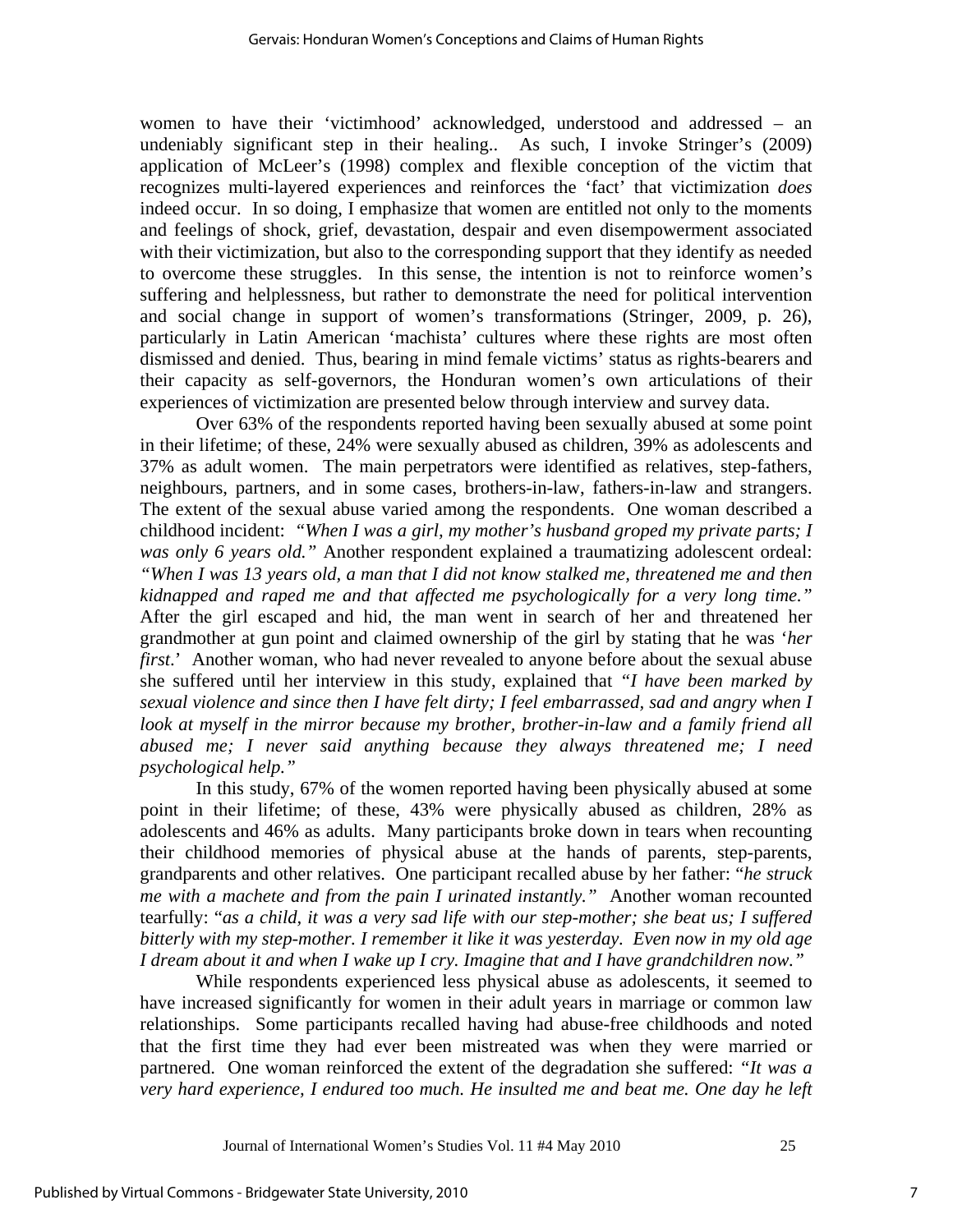women to have their 'victimhood' acknowledged, understood and addressed – an undeniably significant step in their healing.. As such, I invoke Stringer's (2009) application of McLeer's (1998) complex and flexible conception of the victim that recognizes multi-layered experiences and reinforces the 'fact' that victimization *does* indeed occur. In so doing, I emphasize that women are entitled not only to the moments and feelings of shock, grief, devastation, despair and even disempowerment associated with their victimization, but also to the corresponding support that they identify as needed to overcome these struggles. In this sense, the intention is not to reinforce women's suffering and helplessness, but rather to demonstrate the need for political intervention and social change in support of women's transformations (Stringer, 2009, p. 26), particularly in Latin American 'machista' cultures where these rights are most often dismissed and denied. Thus, bearing in mind female victims' status as rights-bearers and their capacity as self-governors, the Honduran women's own articulations of their experiences of victimization are presented below through interview and survey data.

Over 63% of the respondents reported having been sexually abused at some point in their lifetime; of these, 24% were sexually abused as children, 39% as adolescents and 37% as adult women. The main perpetrators were identified as relatives, step-fathers, neighbours, partners, and in some cases, brothers-in-law, fathers-in-law and strangers. The extent of the sexual abuse varied among the respondents. One woman described a childhood incident: *"When I was a girl, my mother's husband groped my private parts; I was only 6 years old."* Another respondent explained a traumatizing adolescent ordeal: *"When I was 13 years old, a man that I did not know stalked me, threatened me and then kidnapped and raped me and that affected me psychologically for a very long time."* After the girl escaped and hid, the man went in search of her and threatened her grandmother at gun point and claimed ownership of the girl by stating that he was '*her first*.' Another woman, who had never revealed to anyone before about the sexual abuse she suffered until her interview in this study, explained that *"I have been marked by sexual violence and since then I have felt dirty; I feel embarrassed, sad and angry when I look at myself in the mirror because my brother, brother-in-law and a family friend all abused me; I never said anything because they always threatened me; I need psychological help."*

In this study, 67% of the women reported having been physically abused at some point in their lifetime; of these, 43% were physically abused as children, 28% as adolescents and 46% as adults. Many participants broke down in tears when recounting their childhood memories of physical abuse at the hands of parents, step-parents, grandparents and other relatives. One participant recalled abuse by her father: "*he struck me with a machete and from the pain I urinated instantly."* Another woman recounted tearfully: "*as a child, it was a very sad life with our step-mother; she beat us; I suffered bitterly with my step-mother. I remember it like it was yesterday. Even now in my old age I dream about it and when I wake up I cry. Imagine that and I have grandchildren now."*

While respondents experienced less physical abuse as adolescents, it seemed to have increased significantly for women in their adult years in marriage or common law relationships. Some participants recalled having had abuse-free childhoods and noted that the first time they had ever been mistreated was when they were married or partnered. One woman reinforced the extent of the degradation she suffered: *"It was a very hard experience, I endured too much. He insulted me and beat me. One day he left*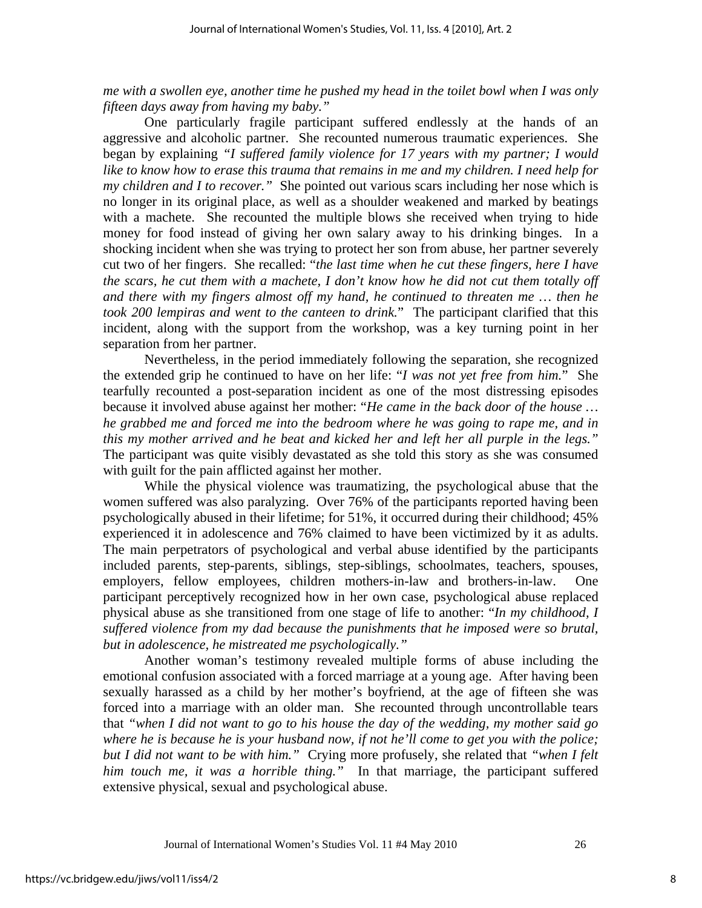*me with a swollen eye, another time he pushed my head in the toilet bowl when I was only fifteen days away from having my baby."*

One particularly fragile participant suffered endlessly at the hands of an aggressive and alcoholic partner. She recounted numerous traumatic experiences. She began by explaining *"I suffered family violence for 17 years with my partner; I would like to know how to erase this trauma that remains in me and my children. I need help for my children and I to recover."* She pointed out various scars including her nose which is no longer in its original place, as well as a shoulder weakened and marked by beatings with a machete. She recounted the multiple blows she received when trying to hide money for food instead of giving her own salary away to his drinking binges. In a shocking incident when she was trying to protect her son from abuse, her partner severely cut two of her fingers. She recalled: "*the last time when he cut these fingers, here I have the scars, he cut them with a machete, I don't know how he did not cut them totally off and there with my fingers almost off my hand, he continued to threaten me … then he took 200 lempiras and went to the canteen to drink.*" The participant clarified that this incident, along with the support from the workshop, was a key turning point in her separation from her partner.

Nevertheless, in the period immediately following the separation, she recognized the extended grip he continued to have on her life: "*I was not yet free from him.*" She tearfully recounted a post-separation incident as one of the most distressing episodes because it involved abuse against her mother: "*He came in the back door of the house … he grabbed me and forced me into the bedroom where he was going to rape me, and in this my mother arrived and he beat and kicked her and left her all purple in the legs."* The participant was quite visibly devastated as she told this story as she was consumed with guilt for the pain afflicted against her mother.

While the physical violence was traumatizing, the psychological abuse that the women suffered was also paralyzing. Over 76% of the participants reported having been psychologically abused in their lifetime; for 51%, it occurred during their childhood; 45% experienced it in adolescence and 76% claimed to have been victimized by it as adults. The main perpetrators of psychological and verbal abuse identified by the participants included parents, step-parents, siblings, step-siblings, schoolmates, teachers, spouses, employers, fellow employees, children mothers-in-law and brothers-in-law. One participant perceptively recognized how in her own case, psychological abuse replaced physical abuse as she transitioned from one stage of life to another: "*In my childhood, I suffered violence from my dad because the punishments that he imposed were so brutal, but in adolescence, he mistreated me psychologically."*

Another woman's testimony revealed multiple forms of abuse including the emotional confusion associated with a forced marriage at a young age. After having been sexually harassed as a child by her mother's boyfriend, at the age of fifteen she was forced into a marriage with an older man. She recounted through uncontrollable tears that *"when I did not want to go to his house the day of the wedding, my mother said go where he is because he is your husband now, if not he'll come to get you with the police; but I did not want to be with him."* Crying more profusely, she related that *"when I felt him touch me, it was a horrible thing."* In that marriage, the participant suffered extensive physical, sexual and psychological abuse.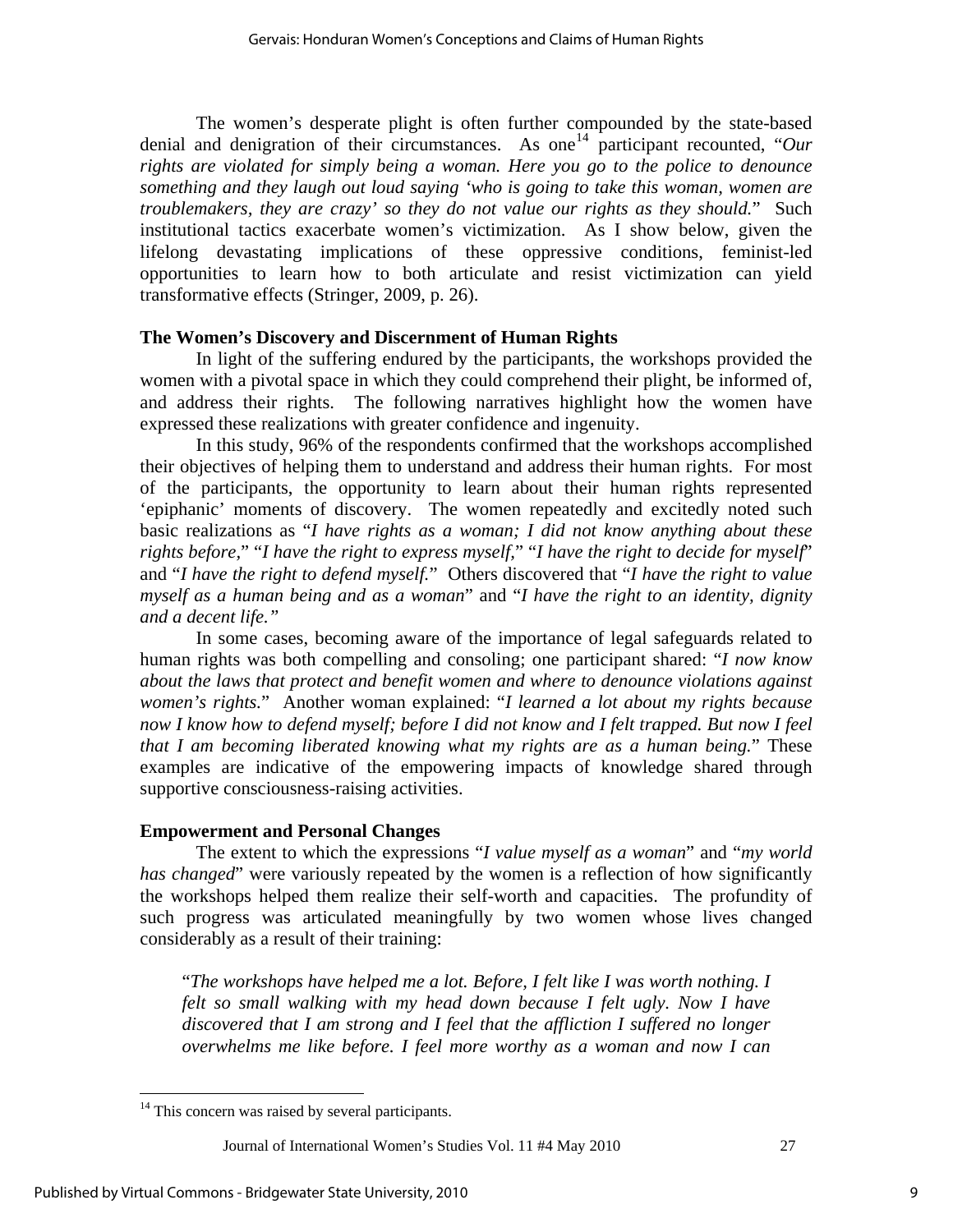The women's desperate plight is often further compounded by the state-based denial and denigration of their circumstances. As one[14] participant recounted, "*Our rights are violated for simply being a woman. Here you go to the police to denounce something and they laugh out loud saying 'who is going to take this woman, women are troublemakers, they are crazy' so they do not value our rights as they should.*" Such institutional tactics exacerbate women's victimization. As I show below, given the lifelong devastating implications of these oppressive conditions, feminist-led opportunities to learn how to both articulate and resist victimization can yield transformative effects (Stringer, 2009, p. 26).

### The Women's Discovery and Discernment of Human Rights

In light of the suffering endured by the participants, the workshops provided the women with a pivotal space in which they could comprehend their plight, be informed of, and address their rights. The following narratives highlight how the women have expressed these realizations with greater confidence and ingenuity.

In this study, 96% of the respondents confirmed that the workshops accomplished their objectives of helping them to understand and address their human rights. For most of the participants, the opportunity to learn about their human rights represented 'epiphanic' moments of discovery. The women repeatedly and excitedly noted such basic realizations as "*I have rights as a woman; I did not know anything about these rights before,*" "*I have the right to express myself,*" "*I have the right to decide for myself*" and "*I have the right to defend myself.*" Others discovered that "*I have the right to value myself as a human being and as a woman*" and "*I have the right to an identity, dignity and a decent life.*"

In some cases, becoming aware of the importance of legal safeguards related to human rights was both compelling and consoling; one participant shared: "*I now know about the laws that protect and benefit women and where to denounce violations against women's rights.*" Another woman explained: "*I learned a lot about my rights because now I know how to defend myself; before I did not know and I felt trapped. But now I feel that I am becoming liberated knowing what my rights are as a human being.*" These examples are indicative of the empowering impacts of knowledge shared through supportive consciousness-raising activities.

### Empowerment and Personal Changes

The extent to which the expressions "*I value myself as a woman*" and "*my world has changed*" were variously repeated by the women is a reflection of how significantly the workshops helped them realize their self-worth and capacities. The profundity of such progress was articulated meaningfully by two women whose lives changed considerably as a result of their training:

> "*The workshops have helped me a lot. Before, I felt like I was worth nothing. I felt so small walking with my head down because I felt ugly. Now I have discovered that I am strong and I feel that the affliction I suffered no longer overwhelms me like before. I feel more worthy as a woman and now I can*

---

[14] This concern was raised by several participants.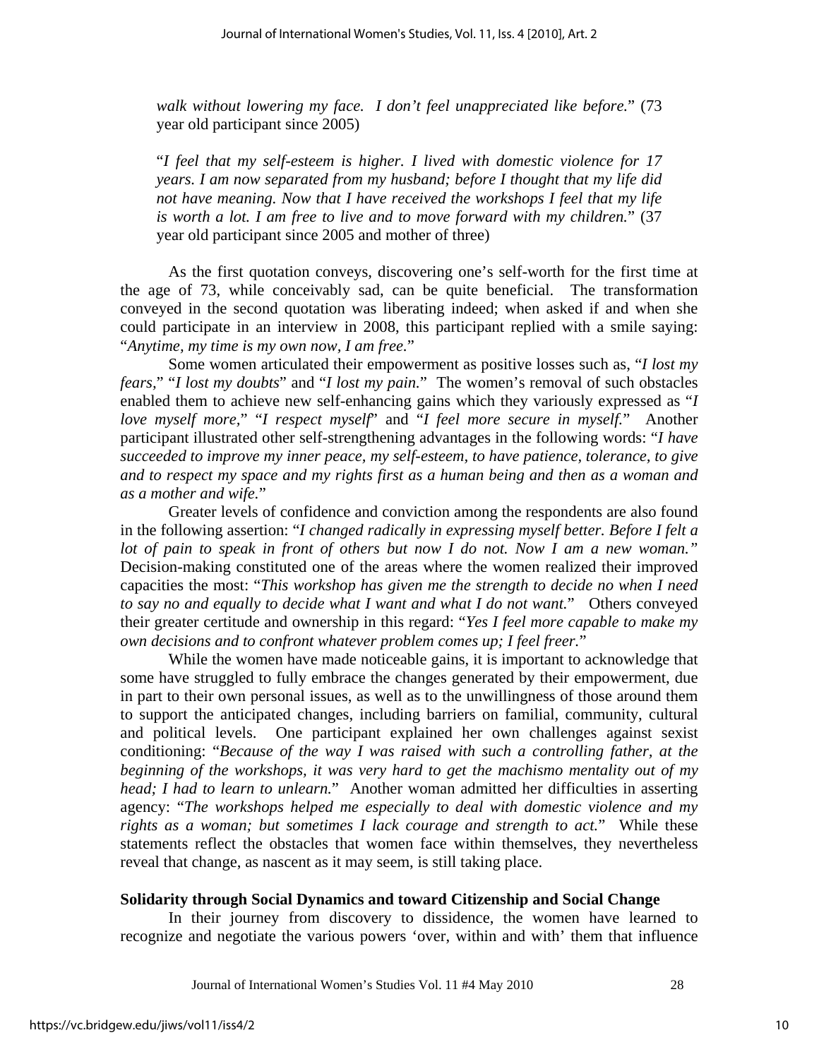*walk without lowering my face. I don't feel unappreciated like before.*" (73 year old participant since 2005)

"*I feel that my self-esteem is higher. I lived with domestic violence for 17 years. I am now separated from my husband; before I thought that my life did not have meaning. Now that I have received the workshops I feel that my life is worth a lot. I am free to live and to move forward with my children.*" (37 year old participant since 2005 and mother of three)

As the first quotation conveys, discovering one's self-worth for the first time at the age of 73, while conceivably sad, can be quite beneficial. The transformation conveyed in the second quotation was liberating indeed; when asked if and when she could participate in an interview in 2008, this participant replied with a smile saying: "*Anytime, my time is my own now, I am free.*"

Some women articulated their empowerment as positive losses such as, "*I lost my fears,*" "*I lost my doubts*" and "*I lost my pain.*" The women's removal of such obstacles enabled them to achieve new self-enhancing gains which they variously expressed as "*I love myself more,*" "*I respect myself*" and "*I feel more secure in myself.*" Another participant illustrated other self-strengthening advantages in the following words: "*I have succeeded to improve my inner peace, my self-esteem, to have patience, tolerance, to give and to respect my space and my rights first as a human being and then as a woman and as a mother and wife.*"

Greater levels of confidence and conviction among the respondents are also found in the following assertion: "*I changed radically in expressing myself better. Before I felt a lot of pain to speak in front of others but now I do not. Now I am a new woman.*" Decision-making constituted one of the areas where the women realized their improved capacities the most: "*This workshop has given me the strength to decide no when I need to say no and equally to decide what I want and what I do not want.*" Others conveyed their greater certitude and ownership in this regard: "*Yes I feel more capable to make my own decisions and to confront whatever problem comes up; I feel freer.*"

While the women have made noticeable gains, it is important to acknowledge that some have struggled to fully embrace the changes generated by their empowerment, due in part to their own personal issues, as well as to the unwillingness of those around them to support the anticipated changes, including barriers on familial, community, cultural and political levels. One participant explained her own challenges against sexist conditioning: "*Because of the way I was raised with such a controlling father, at the beginning of the workshops, it was very hard to get the machismo mentality out of my head; I had to learn to unlearn.*" Another woman admitted her difficulties in asserting agency: "*The workshops helped me especially to deal with domestic violence and my rights as a woman; but sometimes I lack courage and strength to act.*" While these statements reflect the obstacles that women face within themselves, they nevertheless reveal that change, as nascent as it may seem, is still taking place.

## Solidarity through Social Dynamics and toward Citizenship and Social Change

In their journey from discovery to dissidence, the women have learned to recognize and negotiate the various powers 'over, within and with' them that influence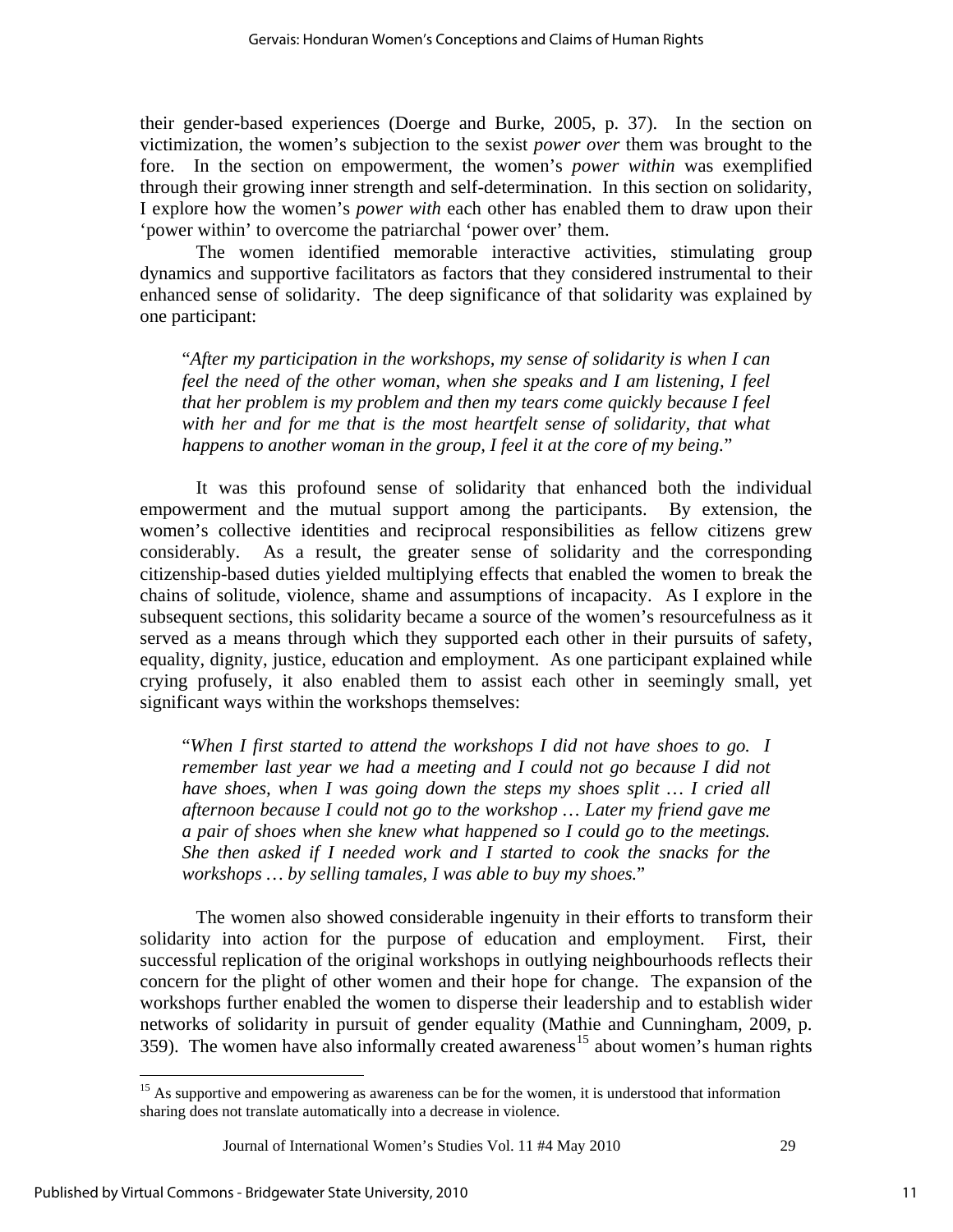their gender-based experiences (Doerge and Burke, 2005, p. 37). In the section on victimization, the women's subjection to the sexist *power over* them was brought to the fore. In the section on empowerment, the women's *power within* was exemplified through their growing inner strength and self-determination. In this section on solidarity, I explore how the women's *power with* each other has enabled them to draw upon their 'power within' to overcome the patriarchal 'power over' them.

The women identified memorable interactive activities, stimulating group dynamics and supportive facilitators as factors that they considered instrumental to their enhanced sense of solidarity. The deep significance of that solidarity was explained by one participant:

> "*After my participation in the workshops, my sense of solidarity is when I can feel the need of the other woman, when she speaks and I am listening, I feel that her problem is my problem and then my tears come quickly because I feel with her and for me that is the most heartfelt sense of solidarity, that what happens to another woman in the group, I feel it at the core of my being.*"

It was this profound sense of solidarity that enhanced both the individual empowerment and the mutual support among the participants. By extension, the women's collective identities and reciprocal responsibilities as fellow citizens grew considerably. As a result, the greater sense of solidarity and the corresponding citizenship-based duties yielded multiplying effects that enabled the women to break the chains of solitude, violence, shame and assumptions of incapacity. As I explore in the subsequent sections, this solidarity became a source of the women's resourcefulness as it served as a means through which they supported each other in their pursuits of safety, equality, dignity, justice, education and employment. As one participant explained while crying profusely, it also enabled them to assist each other in seemingly small, yet significant ways within the workshops themselves:

> "*When I first started to attend the workshops I did not have shoes to go. I remember last year we had a meeting and I could not go because I did not have shoes, when I was going down the steps my shoes split … I cried all afternoon because I could not go to the workshop … Later my friend gave me a pair of shoes when she knew what happened so I could go to the meetings. She then asked if I needed work and I started to cook the snacks for the workshops … by selling tamales, I was able to buy my shoes.*"

The women also showed considerable ingenuity in their efforts to transform their solidarity into action for the purpose of education and employment. First, their successful replication of the original workshops in outlying neighbourhoods reflects their concern for the plight of other women and their hope for change. The expansion of the workshops further enabled the women to disperse their leadership and to establish wider networks of solidarity in pursuit of gender equality (Mathie and Cunningham, 2009, p. 359). The women have also informally created awareness[15] about women's human rights

[15] As supportive and empowering as awareness can be for the women, it is understood that information sharing does not translate automatically into a decrease in violence.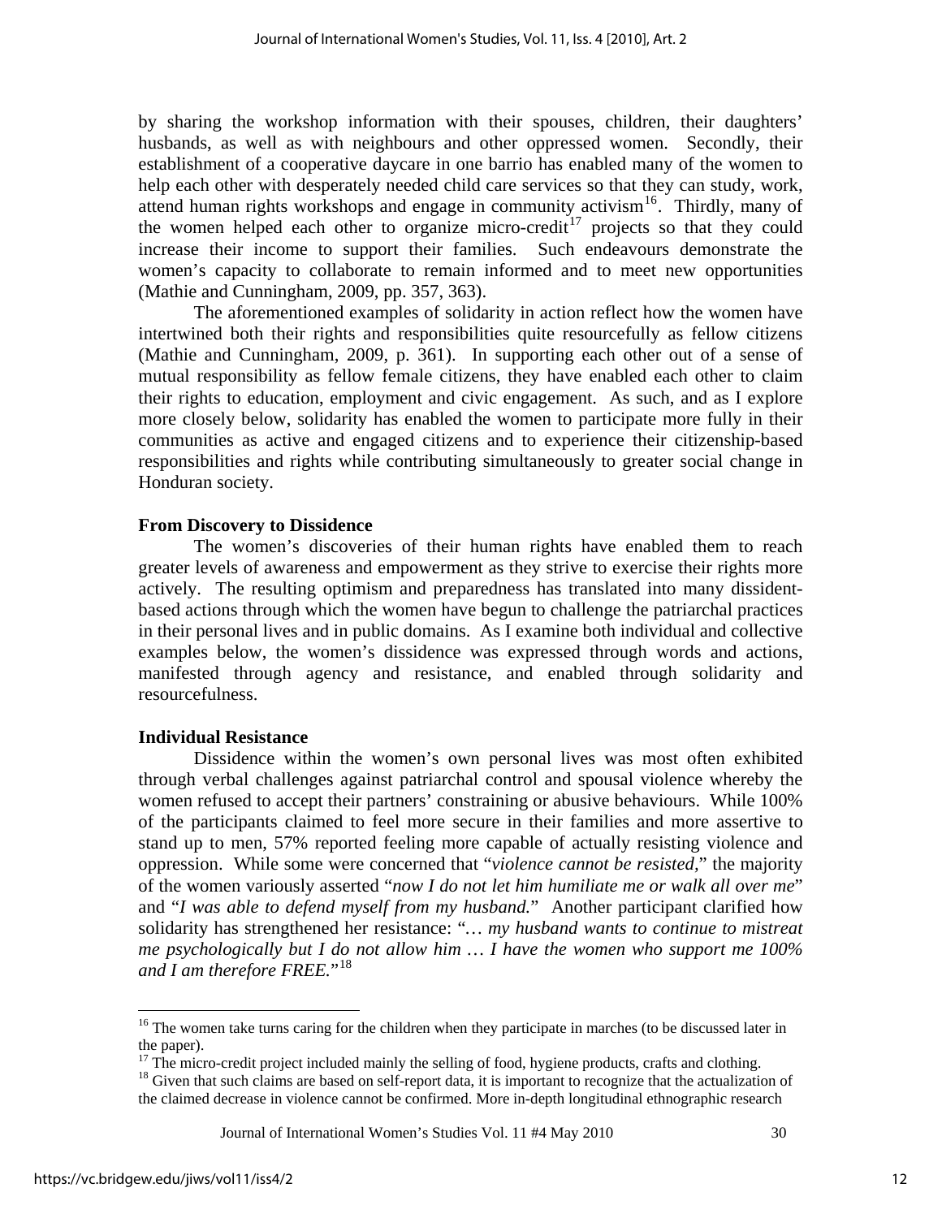by sharing the workshop information with their spouses, children, their daughters' husbands, as well as with neighbours and other oppressed women. Secondly, their establishment of a cooperative daycare in one barrio has enabled many of the women to help each other with desperately needed child care services so that they can study, work, attend human rights workshops and engage in community activism[16]. Thirdly, many of the women helped each other to organize micro-credit[17] projects so that they could increase their income to support their families. Such endeavours demonstrate the women's capacity to collaborate to remain informed and to meet new opportunities (Mathie and Cunningham, 2009, pp. 357, 363).

The aforementioned examples of solidarity in action reflect how the women have intertwined both their rights and responsibilities quite resourcefully as fellow citizens (Mathie and Cunningham, 2009, p. 361). In supporting each other out of a sense of mutual responsibility as fellow female citizens, they have enabled each other to claim their rights to education, employment and civic engagement. As such, and as I explore more closely below, solidarity has enabled the women to participate more fully in their communities as active and engaged citizens and to experience their citizenship-based responsibilities and rights while contributing simultaneously to greater social change in Honduran society.

**From Discovery to Dissidence**

The women's discoveries of their human rights have enabled them to reach greater levels of awareness and empowerment as they strive to exercise their rights more actively. The resulting optimism and preparedness has translated into many dissident-based actions through which the women have begun to challenge the patriarchal practices in their personal lives and in public domains. As I examine both individual and collective examples below, the women's dissidence was expressed through words and actions, manifested through agency and resistance, and enabled through solidarity and resourcefulness.

**Individual Resistance**

Dissidence within the women's own personal lives was most often exhibited through verbal challenges against patriarchal control and spousal violence whereby the women refused to accept their partners' constraining or abusive behaviours. While 100% of the participants claimed to feel more secure in their families and more assertive to stand up to men, 57% reported feeling more capable of actually resisting violence and oppression. While some were concerned that "*violence cannot be resisted*," the majority of the women variously asserted "*now I do not let him humiliate me or walk all over me*" and "*I was able to defend myself from my husband.*" Another participant clarified how solidarity has strengthened her resistance: "*… my husband wants to continue to mistreat me psychologically but I do not allow him … I have the women who support me 100% and I am therefore FREE.*"[18]

---

[16] The women take turns caring for the children when they participate in marches (to be discussed later in the paper).

[17] The micro-credit project included mainly the selling of food, hygiene products, crafts and clothing.

[18] Given that such claims are based on self-report data, it is important to recognize that the actualization of the claimed decrease in violence cannot be confirmed. More in-depth longitudinal ethnographic research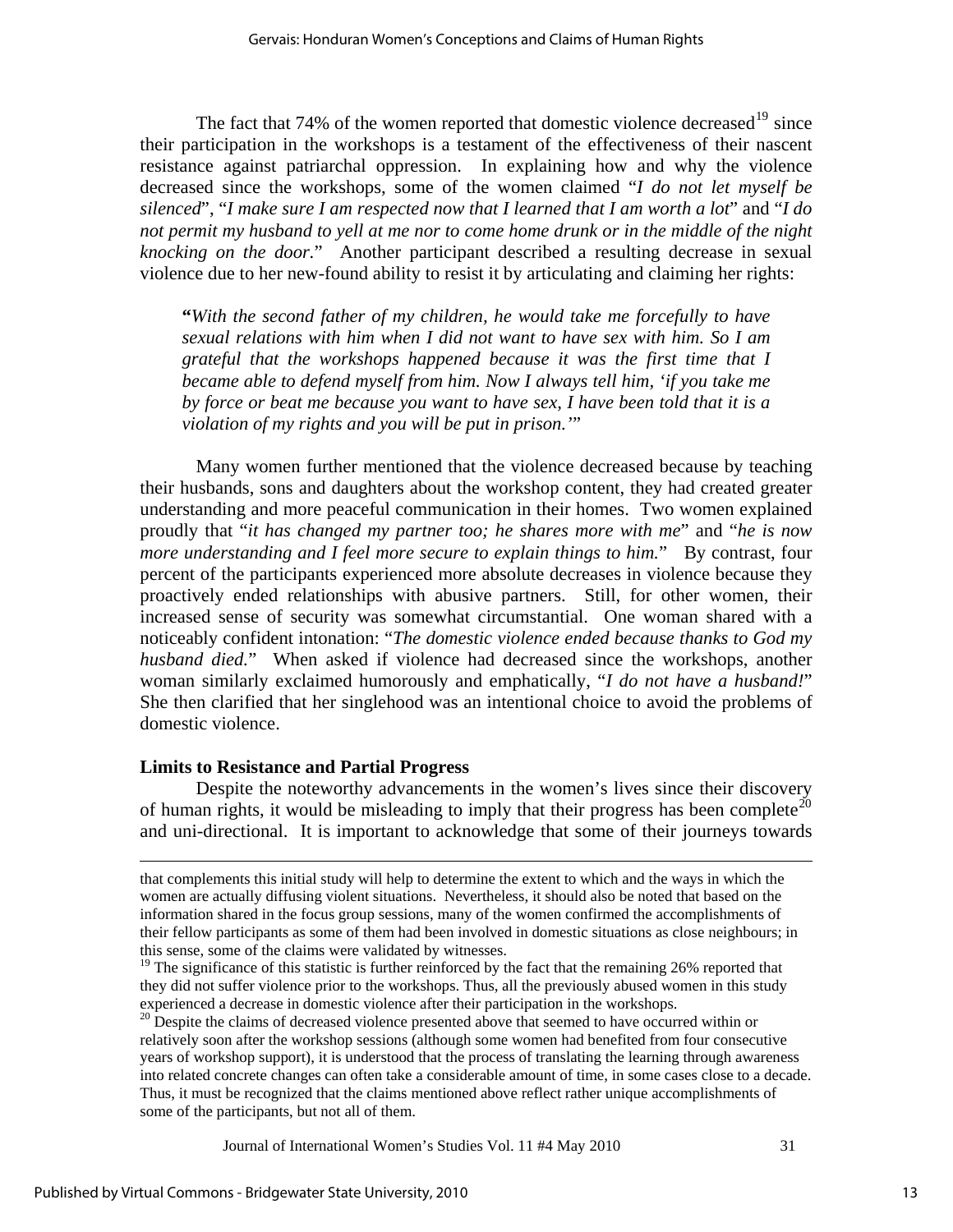The fact that 74% of the women reported that domestic violence decreased[19] since their participation in the workshops is a testament of the effectiveness of their nascent resistance against patriarchal oppression. In explaining how and why the violence decreased since the workshops, some of the women claimed "*I do not let myself be silenced*", "*I make sure I am respected now that I learned that I am worth a lot*" and "*I do not permit my husband to yell at me nor to come home drunk or in the middle of the night knocking on the door.*" Another participant described a resulting decrease in sexual violence due to her new-found ability to resist it by articulating and claiming her rights:

> **"***With the second father of my children, he would take me forcefully to have sexual relations with him when I did not want to have sex with him. So I am grateful that the workshops happened because it was the first time that I became able to defend myself from him. Now I always tell him, 'if you take me by force or beat me because you want to have sex, I have been told that it is a violation of my rights and you will be put in prison.'*"

Many women further mentioned that the violence decreased because by teaching their husbands, sons and daughters about the workshop content, they had created greater understanding and more peaceful communication in their homes. Two women explained proudly that "*it has changed my partner too; he shares more with me*" and "*he is now more understanding and I feel more secure to explain things to him.*" By contrast, four percent of the participants experienced more absolute decreases in violence because they proactively ended relationships with abusive partners. Still, for other women, their increased sense of security was somewhat circumstantial. One woman shared with a noticeably confident intonation: "*The domestic violence ended because thanks to God my husband died.*" When asked if violence had decreased since the workshops, another woman similarly exclaimed humorously and emphatically, "*I do not have a husband!*" She then clarified that her singlehood was an intentional choice to avoid the problems of domestic violence.

### Limits to Resistance and Partial Progress

Despite the noteworthy advancements in the women's lives since their discovery of human rights, it would be misleading to imply that their progress has been complete[20] and uni-directional. It is important to acknowledge that some of their journeys towards

---

that complements this initial study will help to determine the extent to which and the ways in which the women are actually diffusing violent situations. Nevertheless, it should also be noted that based on the information shared in the focus group sessions, many of the women confirmed the accomplishments of their fellow participants as some of them had been involved in domestic situations as close neighbours; in this sense, some of the claims were validated by witnesses.

[19] The significance of this statistic is further reinforced by the fact that the remaining 26% reported that they did not suffer violence prior to the workshops. Thus, all the previously abused women in this study experienced a decrease in domestic violence after their participation in the workshops.

[20] Despite the claims of decreased violence presented above that seemed to have occurred within or relatively soon after the workshop sessions (although some women had benefited from four consecutive years of workshop support), it is understood that the process of translating the learning through awareness into related concrete changes can often take a considerable amount of time, in some cases close to a decade. Thus, it must be recognized that the claims mentioned above reflect rather unique accomplishments of some of the participants, but not all of them.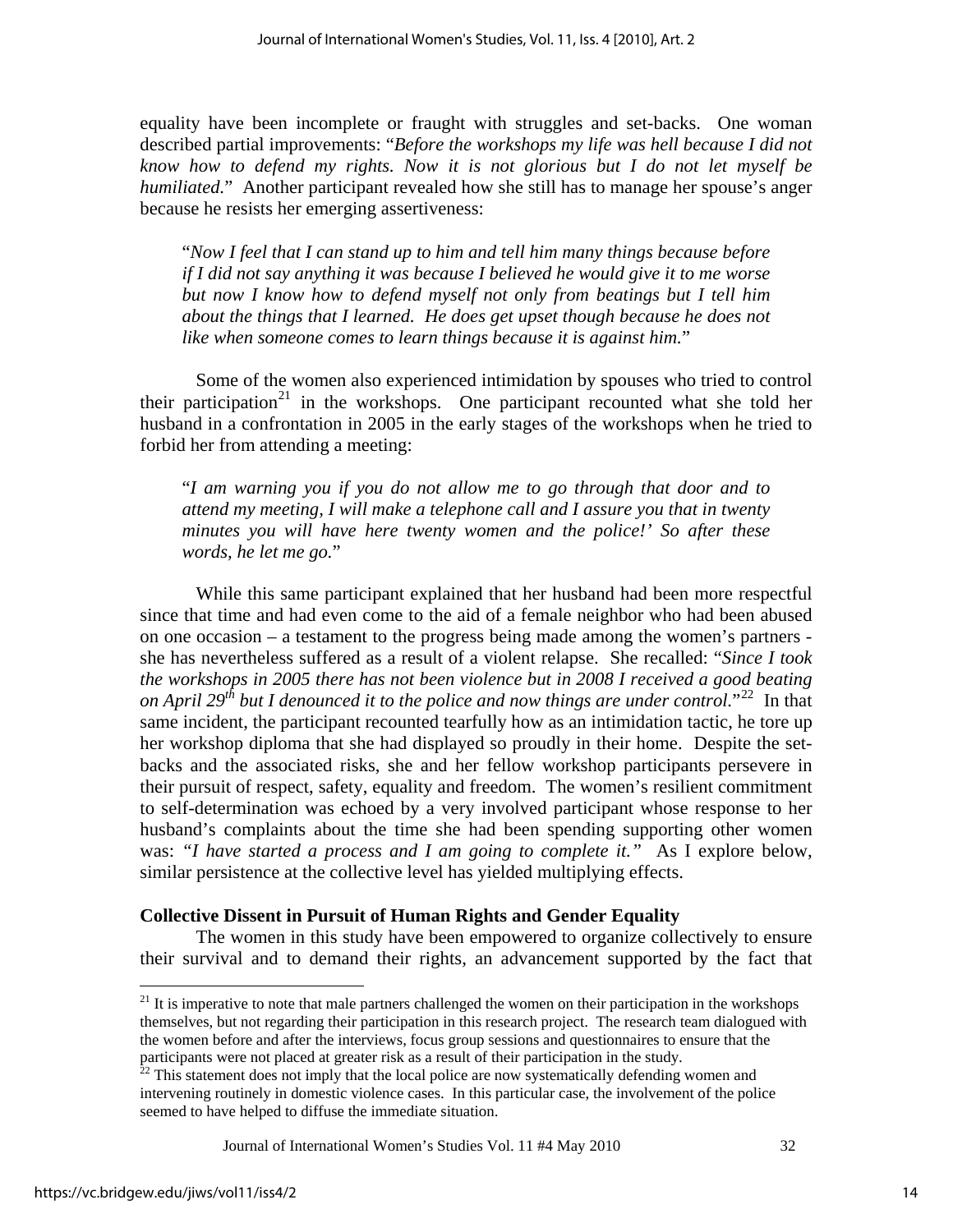equality have been incomplete or fraught with struggles and set-backs. One woman described partial improvements: "*Before the workshops my life was hell because I did not know how to defend my rights. Now it is not glorious but I do not let myself be humiliated.*" Another participant revealed how she still has to manage her spouse's anger because he resists her emerging assertiveness:

> "*Now I feel that I can stand up to him and tell him many things because before if I did not say anything it was because I believed he would give it to me worse but now I know how to defend myself not only from beatings but I tell him about the things that I learned. He does get upset though because he does not like when someone comes to learn things because it is against him.*"

Some of the women also experienced intimidation by spouses who tried to control their participation[21] in the workshops. One participant recounted what she told her husband in a confrontation in 2005 in the early stages of the workshops when he tried to forbid her from attending a meeting:

> "*I am warning you if you do not allow me to go through that door and to attend my meeting, I will make a telephone call and I assure you that in twenty minutes you will have here twenty women and the police!' So after these words, he let me go.*"

While this same participant explained that her husband had been more respectful since that time and had even come to the aid of a female neighbor who had been abused on one occasion – a testament to the progress being made among the women's partners - she has nevertheless suffered as a result of a violent relapse. She recalled: "*Since I took the workshops in 2005 there has not been violence but in 2008 I received a good beating on April 29th but I denounced it to the police and now things are under control.*"[22] In that same incident, the participant recounted tearfully how as an intimidation tactic, he tore up her workshop diploma that she had displayed so proudly in their home. Despite the set-backs and the associated risks, she and her fellow workshop participants persevere in their pursuit of respect, safety, equality and freedom. The women's resilient commitment to self-determination was echoed by a very involved participant whose response to her husband's complaints about the time she had been spending supporting other women was: *"I have started a process and I am going to complete it."* As I explore below, similar persistence at the collective level has yielded multiplying effects.

**Collective Dissent in Pursuit of Human Rights and Gender Equality**

The women in this study have been empowered to organize collectively to ensure their survival and to demand their rights, an advancement supported by the fact that

---

[21] It is imperative to note that male partners challenged the women on their participation in the workshops themselves, but not regarding their participation in this research project. The research team dialogued with the women before and after the interviews, focus group sessions and questionnaires to ensure that the participants were not placed at greater risk as a result of their participation in the study.

[22] This statement does not imply that the local police are now systematically defending women and intervening routinely in domestic violence cases. In this particular case, the involvement of the police seemed to have helped to diffuse the immediate situation.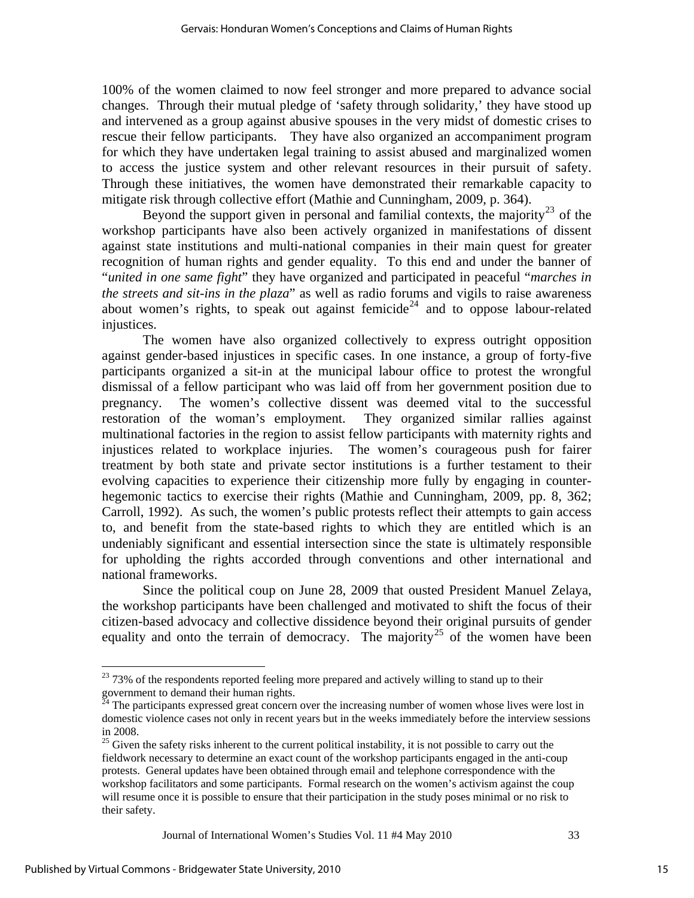100% of the women claimed to now feel stronger and more prepared to advance social changes. Through their mutual pledge of 'safety through solidarity,' they have stood up and intervened as a group against abusive spouses in the very midst of domestic crises to rescue their fellow participants. They have also organized an accompaniment program for which they have undertaken legal training to assist abused and marginalized women to access the justice system and other relevant resources in their pursuit of safety. Through these initiatives, the women have demonstrated their remarkable capacity to mitigate risk through collective effort (Mathie and Cunningham, 2009, p. 364).

Beyond the support given in personal and familial contexts, the majority[23] of the workshop participants have also been actively organized in manifestations of dissent against state institutions and multi-national companies in their main quest for greater recognition of human rights and gender equality. To this end and under the banner of "*united in one same fight*" they have organized and participated in peaceful "*marches in the streets and sit-ins in the plaza*" as well as radio forums and vigils to raise awareness about women's rights, to speak out against femicide[24] and to oppose labour-related injustices.

The women have also organized collectively to express outright opposition against gender-based injustices in specific cases. In one instance, a group of forty-five participants organized a sit-in at the municipal labour office to protest the wrongful dismissal of a fellow participant who was laid off from her government position due to pregnancy. The women's collective dissent was deemed vital to the successful restoration of the woman's employment. They organized similar rallies against multinational factories in the region to assist fellow participants with maternity rights and injustices related to workplace injuries. The women's courageous push for fairer treatment by both state and private sector institutions is a further testament to their evolving capacities to experience their citizenship more fully by engaging in counter-hegemonic tactics to exercise their rights (Mathie and Cunningham, 2009, pp. 8, 362; Carroll, 1992). As such, the women's public protests reflect their attempts to gain access to, and benefit from the state-based rights to which they are entitled which is an undeniably significant and essential intersection since the state is ultimately responsible for upholding the rights accorded through conventions and other international and national frameworks.

Since the political coup on June 28, 2009 that ousted President Manuel Zelaya, the workshop participants have been challenged and motivated to shift the focus of their citizen-based advocacy and collective dissidence beyond their original pursuits of gender equality and onto the terrain of democracy. The majority[25] of the women have been

---

[23] 73% of the respondents reported feeling more prepared and actively willing to stand up to their government to demand their human rights.

[24] The participants expressed great concern over the increasing number of women whose lives were lost in domestic violence cases not only in recent years but in the weeks immediately before the interview sessions in 2008.

[25] Given the safety risks inherent to the current political instability, it is not possible to carry out the fieldwork necessary to determine an exact count of the workshop participants engaged in the anti-coup protests. General updates have been obtained through email and telephone correspondence with the workshop facilitators and some participants. Formal research on the women's activism against the coup will resume once it is possible to ensure that their participation in the study poses minimal or no risk to their safety.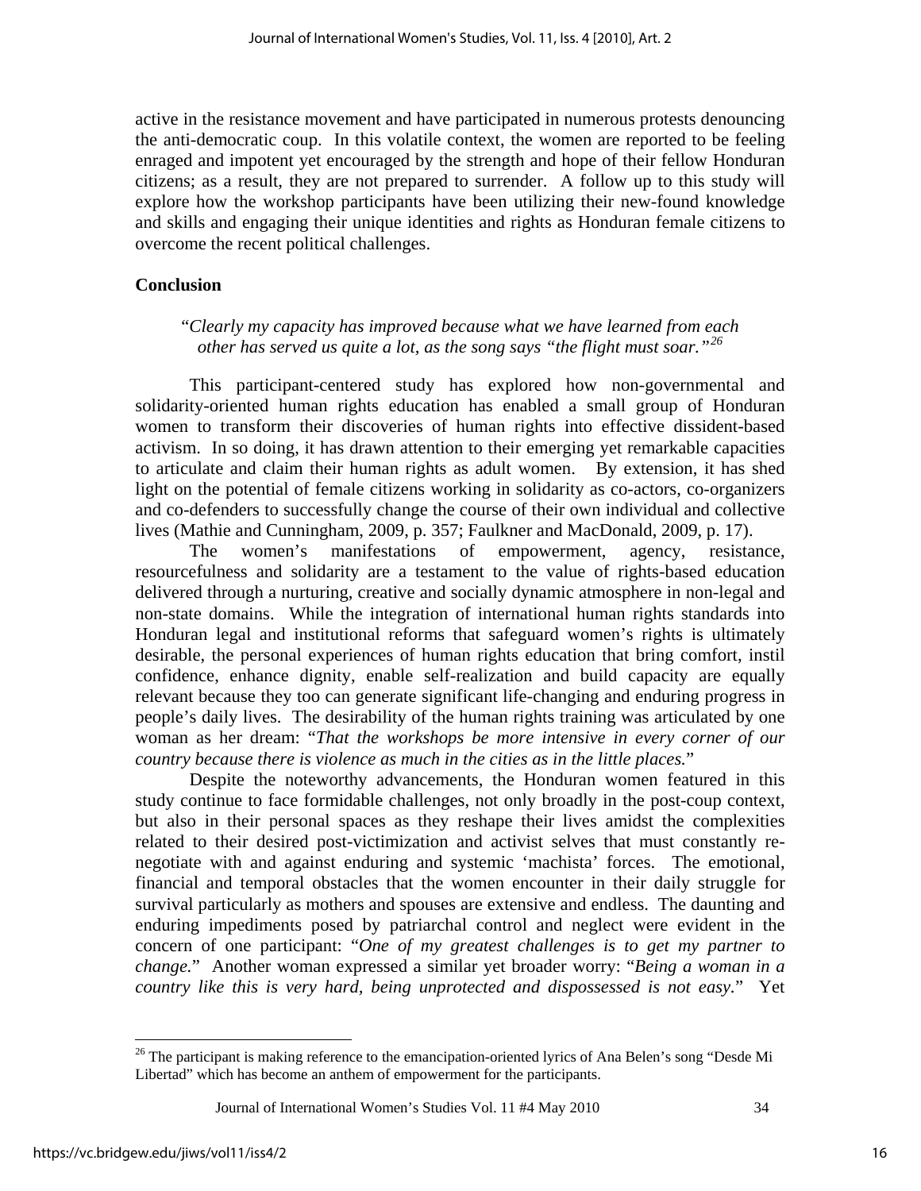active in the resistance movement and have participated in numerous protests denouncing the anti-democratic coup. In this volatile context, the women are reported to be feeling enraged and impotent yet encouraged by the strength and hope of their fellow Honduran citizens; as a result, they are not prepared to surrender. A follow up to this study will explore how the workshop participants have been utilizing their new-found knowledge and skills and engaging their unique identities and rights as Honduran female citizens to overcome the recent political challenges.

## Conclusion

> "*Clearly my capacity has improved because what we have learned from each other has served us quite a lot, as the song says "the flight must soar."*[26]

This participant-centered study has explored how non-governmental and solidarity-oriented human rights education has enabled a small group of Honduran women to transform their discoveries of human rights into effective dissident-based activism. In so doing, it has drawn attention to their emerging yet remarkable capacities to articulate and claim their human rights as adult women. By extension, it has shed light on the potential of female citizens working in solidarity as co-actors, co-organizers and co-defenders to successfully change the course of their own individual and collective lives (Mathie and Cunningham, 2009, p. 357; Faulkner and MacDonald, 2009, p. 17).

The women's manifestations of empowerment, agency, resistance, resourcefulness and solidarity are a testament to the value of rights-based education delivered through a nurturing, creative and socially dynamic atmosphere in non-legal and non-state domains. While the integration of international human rights standards into Honduran legal and institutional reforms that safeguard women's rights is ultimately desirable, the personal experiences of human rights education that bring comfort, instil confidence, enhance dignity, enable self-realization and build capacity are equally relevant because they too can generate significant life-changing and enduring progress in people's daily lives. The desirability of the human rights training was articulated by one woman as her dream: "*That the workshops be more intensive in every corner of our country because there is violence as much in the cities as in the little places.*"

Despite the noteworthy advancements, the Honduran women featured in this study continue to face formidable challenges, not only broadly in the post-coup context, but also in their personal spaces as they reshape their lives amidst the complexities related to their desired post-victimization and activist selves that must constantly re-negotiate with and against enduring and systemic 'machista' forces. The emotional, financial and temporal obstacles that the women encounter in their daily struggle for survival particularly as mothers and spouses are extensive and endless. The daunting and enduring impediments posed by patriarchal control and neglect were evident in the concern of one participant: "*One of my greatest challenges is to get my partner to change.*" Another woman expressed a similar yet broader worry: "*Being a woman in a country like this is very hard, being unprotected and dispossessed is not easy.*" Yet

---

[26] The participant is making reference to the emancipation-oriented lyrics of Ana Belen's song "Desde Mi Libertad" which has become an anthem of empowerment for the participants.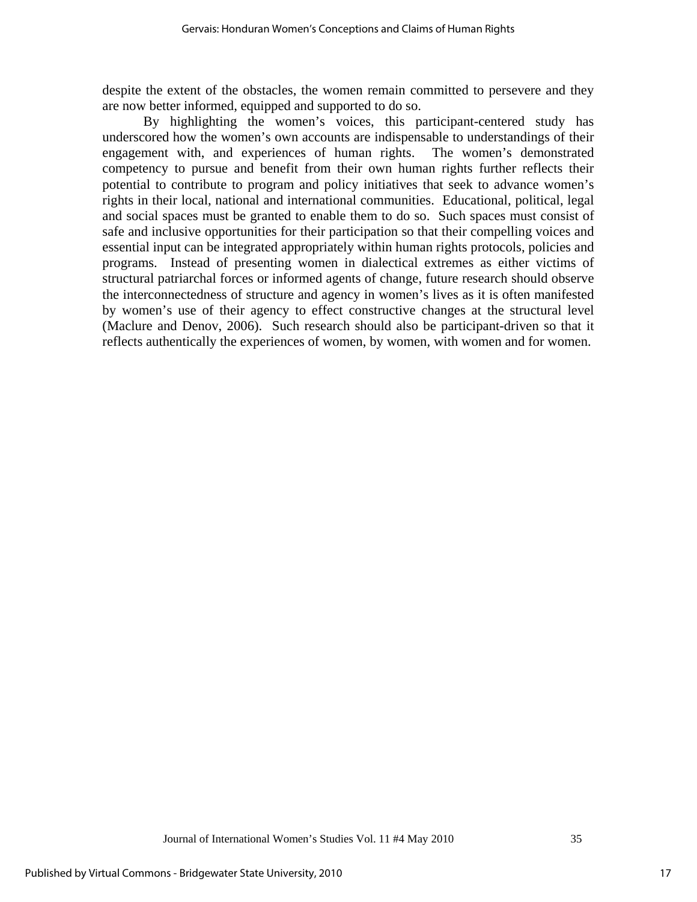despite the extent of the obstacles, the women remain committed to persevere and they are now better informed, equipped and supported to do so.

By highlighting the women's voices, this participant-centered study has underscored how the women's own accounts are indispensable to understandings of their engagement with, and experiences of human rights. The women's demonstrated competency to pursue and benefit from their own human rights further reflects their potential to contribute to program and policy initiatives that seek to advance women's rights in their local, national and international communities. Educational, political, legal and social spaces must be granted to enable them to do so. Such spaces must consist of safe and inclusive opportunities for their participation so that their compelling voices and essential input can be integrated appropriately within human rights protocols, policies and programs. Instead of presenting women in dialectical extremes as either victims of structural patriarchal forces or informed agents of change, future research should observe the interconnectedness of structure and agency in women's lives as it is often manifested by women's use of their agency to effect constructive changes at the structural level (Maclure and Denov, 2006). Such research should also be participant-driven so that it reflects authentically the experiences of women, by women, with women and for women.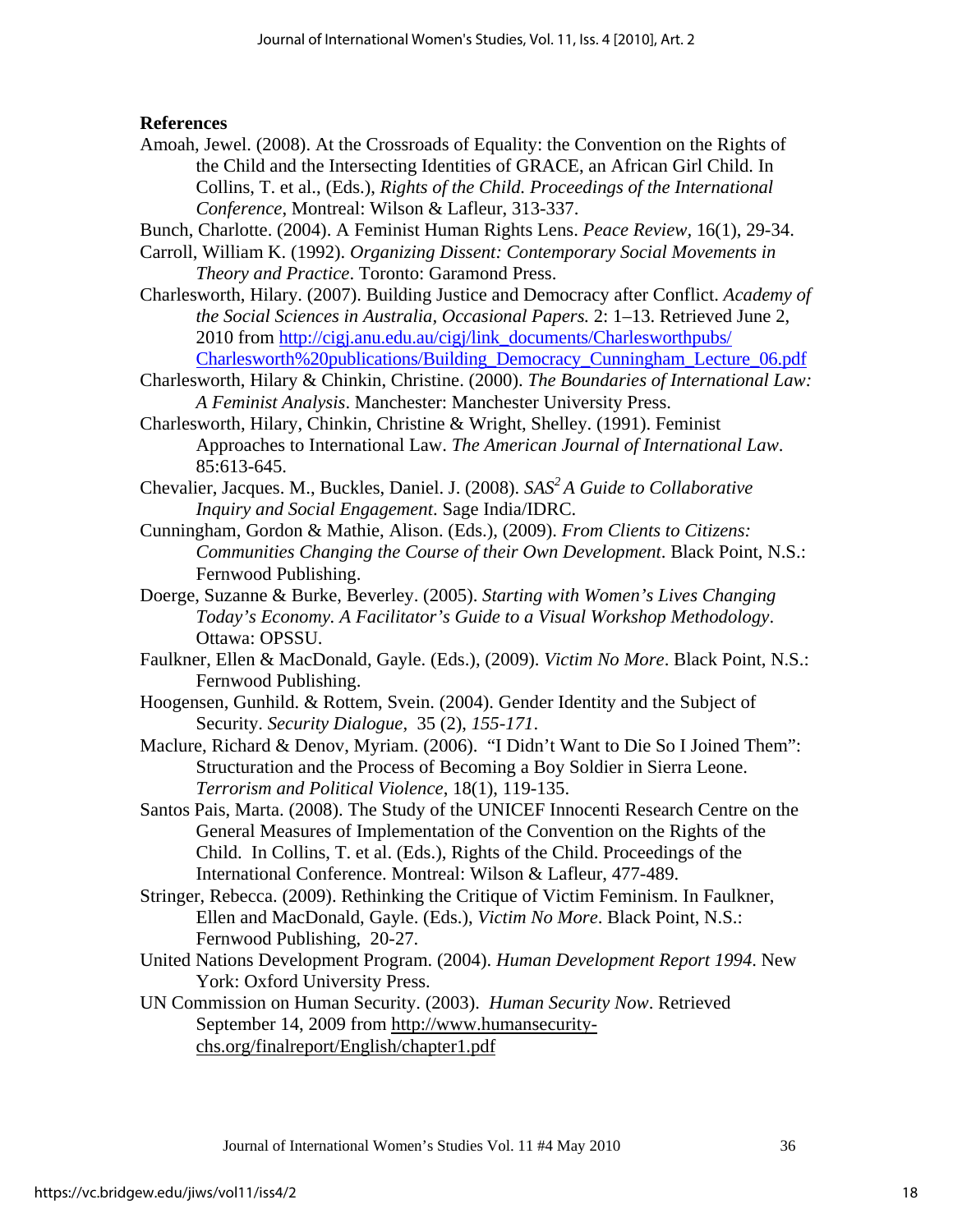**References**

Amoah, Jewel. (2008). At the Crossroads of Equality: the Convention on the Rights of the Child and the Intersecting Identities of GRACE, an African Girl Child. In Collins, T. et al., (Eds.), *Rights of the Child. Proceedings of the International Conference*, Montreal: Wilson & Lafleur, 313-337.

Bunch, Charlotte. (2004). A Feminist Human Rights Lens. *Peace Review*, 16(1), 29-34.

Carroll, William K. (1992). *Organizing Dissent: Contemporary Social Movements in Theory and Practice*. Toronto: Garamond Press.

Charlesworth, Hilary. (2007). Building Justice and Democracy after Conflict. *Academy of the Social Sciences in Australia, Occasional Papers.* 2: 1–13. Retrieved June 2, 2010 from http://cigj.anu.edu.au/cigj/link_documents/Charlesworthpubs/Charlesworth%20publications/Building_Democracy_Cunningham_Lecture_06.pdf

Charlesworth, Hilary & Chinkin, Christine. (2000). *The Boundaries of International Law: A Feminist Analysis*. Manchester: Manchester University Press.

Charlesworth, Hilary, Chinkin, Christine & Wright, Shelley. (1991). Feminist Approaches to International Law. *The American Journal of International Law*. 85:613-645.

Chevalier, Jacques. M., Buckles, Daniel. J. (2008). *SAS[2] A Guide to Collaborative Inquiry and Social Engagement*. Sage India/IDRC.

Cunningham, Gordon & Mathie, Alison. (Eds.), (2009). *From Clients to Citizens: Communities Changing the Course of their Own Development*. Black Point, N.S.: Fernwood Publishing.

Doerge, Suzanne & Burke, Beverley. (2005). *Starting with Women's Lives Changing Today's Economy. A Facilitator's Guide to a Visual Workshop Methodology*. Ottawa: OPSSU.

Faulkner, Ellen & MacDonald, Gayle. (Eds.), (2009). *Victim No More*. Black Point, N.S.: Fernwood Publishing.

Hoogensen, Gunhild. & Rottem, Svein. (2004). Gender Identity and the Subject of Security. *Security Dialogue*, 35 (2), *155-171*.

Maclure, Richard & Denov, Myriam. (2006). "I Didn't Want to Die So I Joined Them": Structuration and the Process of Becoming a Boy Soldier in Sierra Leone. *Terrorism and Political Violence*, 18(1), 119-135.

Santos Pais, Marta. (2008). The Study of the UNICEF Innocenti Research Centre on the General Measures of Implementation of the Convention on the Rights of the Child. In Collins, T. et al. (Eds.), Rights of the Child. Proceedings of the International Conference. Montreal: Wilson & Lafleur, 477-489.

Stringer, Rebecca. (2009). Rethinking the Critique of Victim Feminism. In Faulkner, Ellen and MacDonald, Gayle. (Eds.), *Victim No More*. Black Point, N.S.: Fernwood Publishing, 20-27.

United Nations Development Program. (2004). *Human Development Report 1994*. New York: Oxford University Press.

UN Commission on Human Security. (2003). *Human Security Now*. Retrieved September 14, 2009 from http://www.humansecurity-chs.org/finalreport/English/chapter1.pdf